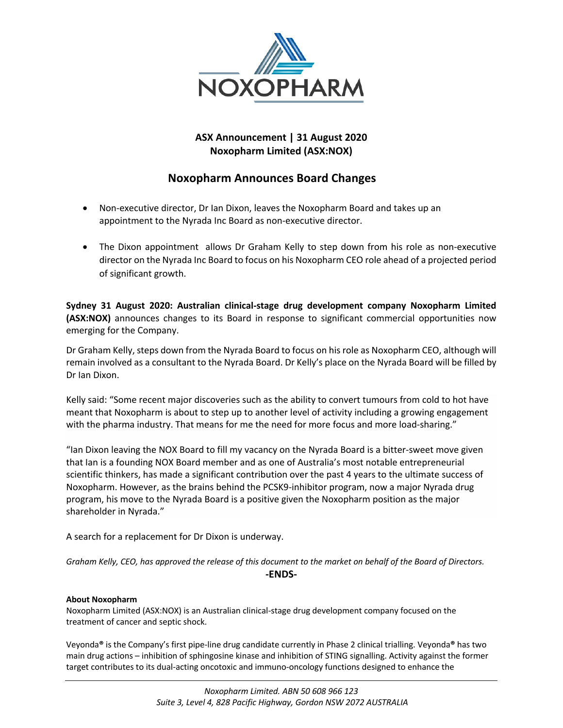**ASX Announcement | 31 August 2020**
**Noxopharm Limited (ASX:NOX)**

# Noxopharm Announces Board Changes

- Non-executive director, Dr Ian Dixon, leaves the Noxopharm Board and takes up an appointment to the Nyrada Inc Board as non-executive director.
- The Dixon appointment allows Dr Graham Kelly to step down from his role as non-executive director on the Nyrada Inc Board to focus on his Noxopharm CEO role ahead of a projected period of significant growth.

**Sydney 31 August 2020: Australian clinical-stage drug development company Noxopharm Limited (ASX:NOX)** announces changes to its Board in response to significant commercial opportunities now emerging for the Company.

Dr Graham Kelly, steps down from the Nyrada Board to focus on his role as Noxopharm CEO, although will remain involved as a consultant to the Nyrada Board. Dr Kelly's place on the Nyrada Board will be filled by Dr Ian Dixon.

Kelly said: "Some recent major discoveries such as the ability to convert tumours from cold to hot have meant that Noxopharm is about to step up to another level of activity including a growing engagement with the pharma industry. That means for me the need for more focus and more load-sharing."

"Ian Dixon leaving the NOX Board to fill my vacancy on the Nyrada Board is a bitter-sweet move given that Ian is a founding NOX Board member and as one of Australia's most notable entrepreneurial scientific thinkers, has made a significant contribution over the past 4 years to the ultimate success of Noxopharm. However, as the brains behind the PCSK9-inhibitor program, now a major Nyrada drug program, his move to the Nyrada Board is a positive given the Noxopharm position as the major shareholder in Nyrada."

A search for a replacement for Dr Dixon is underway.

*Graham Kelly, CEO, has approved the release of this document to the market on behalf of the Board of Directors.*

**-ENDS-**

**About Noxopharm**

Noxopharm Limited (ASX:NOX) is an Australian clinical-stage drug development company focused on the treatment of cancer and septic shock.

Veyonda® is the Company's first pipe-line drug candidate currently in Phase 2 clinical trialling. Veyonda® has two main drug actions – inhibition of sphingosine kinase and inhibition of STING signalling. Activity against the former target contributes to its dual-acting oncotoxic and immuno-oncology functions designed to enhance the

*Noxopharm Limited. ABN 50 608 966 123*
*Suite 3, Level 4, 828 Pacific Highway, Gordon NSW 2072 AUSTRALIA*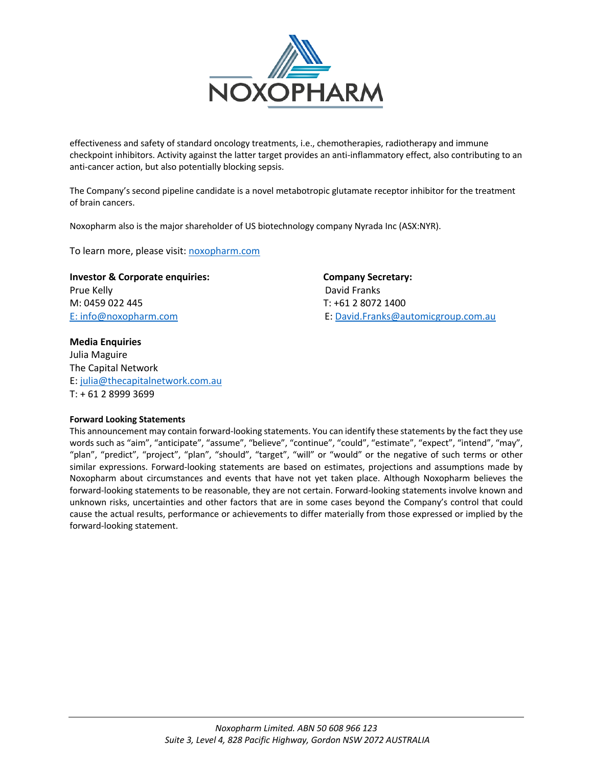effectiveness and safety of standard oncology treatments, i.e., chemotherapies, radiotherapy and immune checkpoint inhibitors. Activity against the latter target provides an anti-inflammatory effect, also contributing to an anti-cancer action, but also potentially blocking sepsis.

The Company's second pipeline candidate is a novel metabotropic glutamate receptor inhibitor for the treatment of brain cancers.

Noxopharm also is the major shareholder of US biotechnology company Nyrada Inc (ASX:NYR).

To learn more, please visit: noxopharm.com

**Investor & Corporate enquiries:**
Prue Kelly
M: 0459 022 445
E: info@noxopharm.com

**Company Secretary:**
David Franks
T: +61 2 8072 1400
E: David.Franks@automicgroup.com.au

**Media Enquiries**
Julia Maguire
The Capital Network
E: julia@thecapitalnetwork.com.au
T: + 61 2 8999 3699

**Forward Looking Statements**

This announcement may contain forward-looking statements. You can identify these statements by the fact they use words such as "aim", "anticipate", "assume", "believe", "continue", "could", "estimate", "expect", "intend", "may", "plan", "predict", "project", "plan", "should", "target", "will" or "would" or the negative of such terms or other similar expressions. Forward-looking statements are based on estimates, projections and assumptions made by Noxopharm about circumstances and events that have not yet taken place. Although Noxopharm believes the forward-looking statements to be reasonable, they are not certain. Forward-looking statements involve known and unknown risks, uncertainties and other factors that are in some cases beyond the Company's control that could cause the actual results, performance or achievements to differ materially from those expressed or implied by the forward-looking statement.